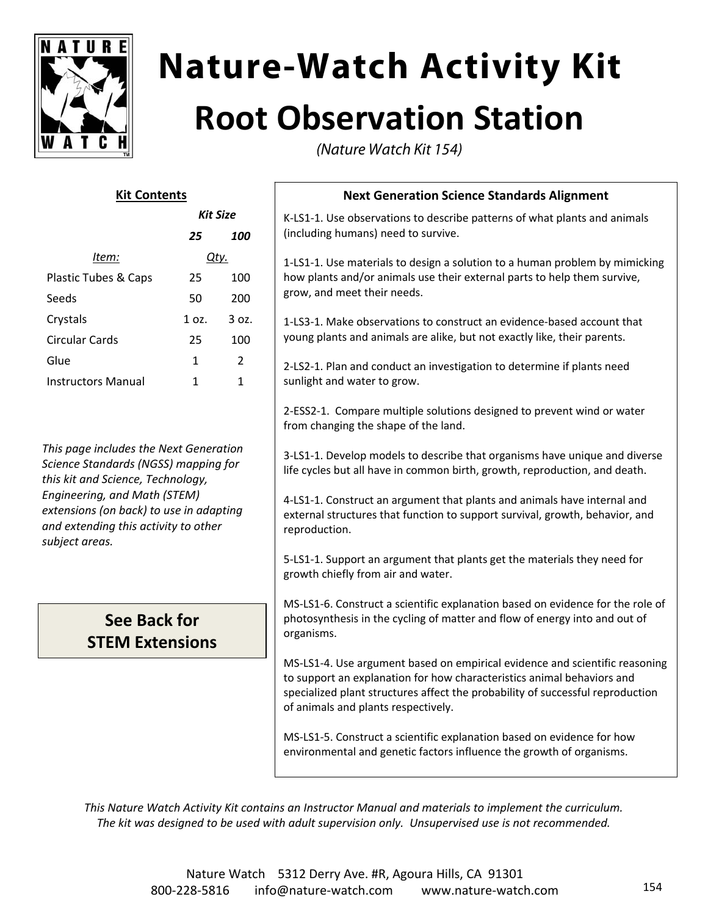# Nature-Watch Activity Kit

## Root Observation Station

*(Nature Watch Kit 154)*

### Kit Contents

| *Item:* | *Kit Size* 25 | *Kit Size* 100 |
|---|---|---|
| | *Qty.* | |
| Plastic Tubes & Caps | 25 | 100 |
| Seeds | 50 | 200 |
| Crystals | 1 oz. | 3 oz. |
| Circular Cards | 25 | 100 |
| Glue | 1 | 2 |
| Instructors Manual | 1 | 1 |

*This page includes the Next Generation Science Standards (NGSS) mapping for this kit and Science, Technology, Engineering, and Math (STEM) extensions (on back) to use in adapting and extending this activity to other subject areas.*

**See Back for STEM Extensions**

### Next Generation Science Standards Alignment

K-LS1-1. Use observations to describe patterns of what plants and animals (including humans) need to survive.

1-LS1-1. Use materials to design a solution to a human problem by mimicking how plants and/or animals use their external parts to help them survive, grow, and meet their needs.

1-LS3-1. Make observations to construct an evidence-based account that young plants and animals are alike, but not exactly like, their parents.

2-LS2-1. Plan and conduct an investigation to determine if plants need sunlight and water to grow.

2-ESS2-1. Compare multiple solutions designed to prevent wind or water from changing the shape of the land.

3-LS1-1. Develop models to describe that organisms have unique and diverse life cycles but all have in common birth, growth, reproduction, and death.

4-LS1-1. Construct an argument that plants and animals have internal and external structures that function to support survival, growth, behavior, and reproduction.

5-LS1-1. Support an argument that plants get the materials they need for growth chiefly from air and water.

MS-LS1-6. Construct a scientific explanation based on evidence for the role of photosynthesis in the cycling of matter and flow of energy into and out of organisms.

MS-LS1-4. Use argument based on empirical evidence and scientific reasoning to support an explanation for how characteristics animal behaviors and specialized plant structures affect the probability of successful reproduction of animals and plants respectively.

MS-LS1-5. Construct a scientific explanation based on evidence for how environmental and genetic factors influence the growth of organisms.

*This Nature Watch Activity Kit contains an Instructor Manual and materials to implement the curriculum. The kit was designed to be used with adult supervision only. Unsupervised use is not recommended.*

Nature Watch 5312 Derry Ave. #R, Agoura Hills, CA 91301
800-228-5816 info@nature-watch.com www.nature-watch.com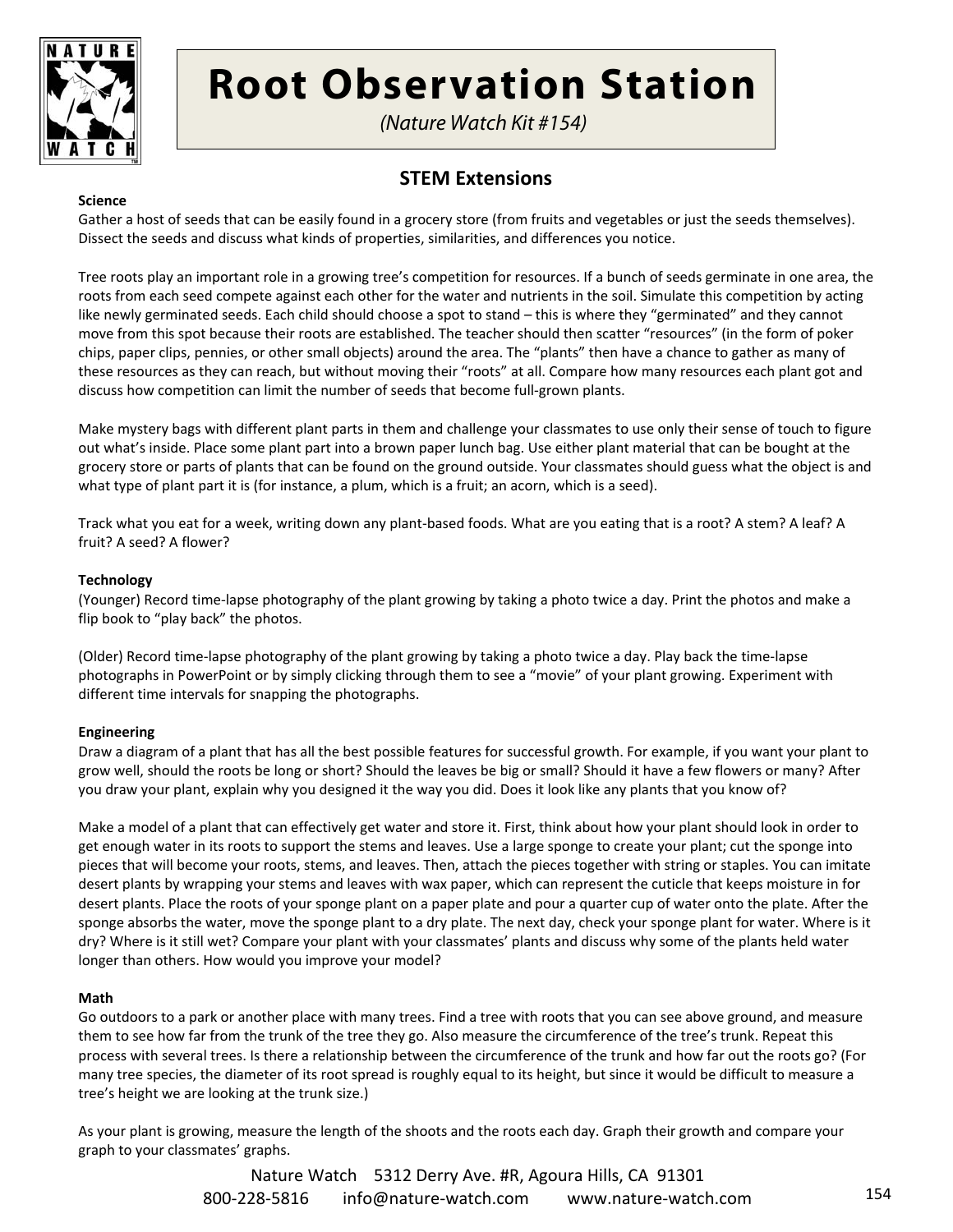# Root Observation Station

*(Nature Watch Kit #154)*

## STEM Extensions

**Science**

Gather a host of seeds that can be easily found in a grocery store (from fruits and vegetables or just the seeds themselves). Dissect the seeds and discuss what kinds of properties, similarities, and differences you notice.

Tree roots play an important role in a growing tree's competition for resources. If a bunch of seeds germinate in one area, the roots from each seed compete against each other for the water and nutrients in the soil. Simulate this competition by acting like newly germinated seeds. Each child should choose a spot to stand – this is where they "germinated" and they cannot move from this spot because their roots are established. The teacher should then scatter "resources" (in the form of poker chips, paper clips, pennies, or other small objects) around the area. The "plants" then have a chance to gather as many of these resources as they can reach, but without moving their "roots" at all. Compare how many resources each plant got and discuss how competition can limit the number of seeds that become full-grown plants.

Make mystery bags with different plant parts in them and challenge your classmates to use only their sense of touch to figure out what's inside. Place some plant part into a brown paper lunch bag. Use either plant material that can be bought at the grocery store or parts of plants that can be found on the ground outside. Your classmates should guess what the object is and what type of plant part it is (for instance, a plum, which is a fruit; an acorn, which is a seed).

Track what you eat for a week, writing down any plant-based foods. What are you eating that is a root? A stem? A leaf? A fruit? A seed? A flower?

**Technology**

(Younger) Record time-lapse photography of the plant growing by taking a photo twice a day. Print the photos and make a flip book to "play back" the photos.

(Older) Record time-lapse photography of the plant growing by taking a photo twice a day. Play back the time-lapse photographs in PowerPoint or by simply clicking through them to see a "movie" of your plant growing. Experiment with different time intervals for snapping the photographs.

**Engineering**

Draw a diagram of a plant that has all the best possible features for successful growth. For example, if you want your plant to grow well, should the roots be long or short? Should the leaves be big or small? Should it have a few flowers or many? After you draw your plant, explain why you designed it the way you did. Does it look like any plants that you know of?

Make a model of a plant that can effectively get water and store it. First, think about how your plant should look in order to get enough water in its roots to support the stems and leaves. Use a large sponge to create your plant; cut the sponge into pieces that will become your roots, stems, and leaves. Then, attach the pieces together with string or staples. You can imitate desert plants by wrapping your stems and leaves with wax paper, which can represent the cuticle that keeps moisture in for desert plants. Place the roots of your sponge plant on a paper plate and pour a quarter cup of water onto the plate. After the sponge absorbs the water, move the sponge plant to a dry plate. The next day, check your sponge plant for water. Where is it dry? Where is it still wet? Compare your plant with your classmates' plants and discuss why some of the plants held water longer than others. How would you improve your model?

**Math**

Go outdoors to a park or another place with many trees. Find a tree with roots that you can see above ground, and measure them to see how far from the trunk of the tree they go. Also measure the circumference of the tree's trunk. Repeat this process with several trees. Is there a relationship between the circumference of the trunk and how far out the roots go? (For many tree species, the diameter of its root spread is roughly equal to its height, but since it would be difficult to measure a tree's height we are looking at the trunk size.)

As your plant is growing, measure the length of the shoots and the roots each day. Graph their growth and compare your graph to your classmates' graphs.

Nature Watch 5312 Derry Ave. #R, Agoura Hills, CA 91301
800-228-5816 info@nature-watch.com www.nature-watch.com